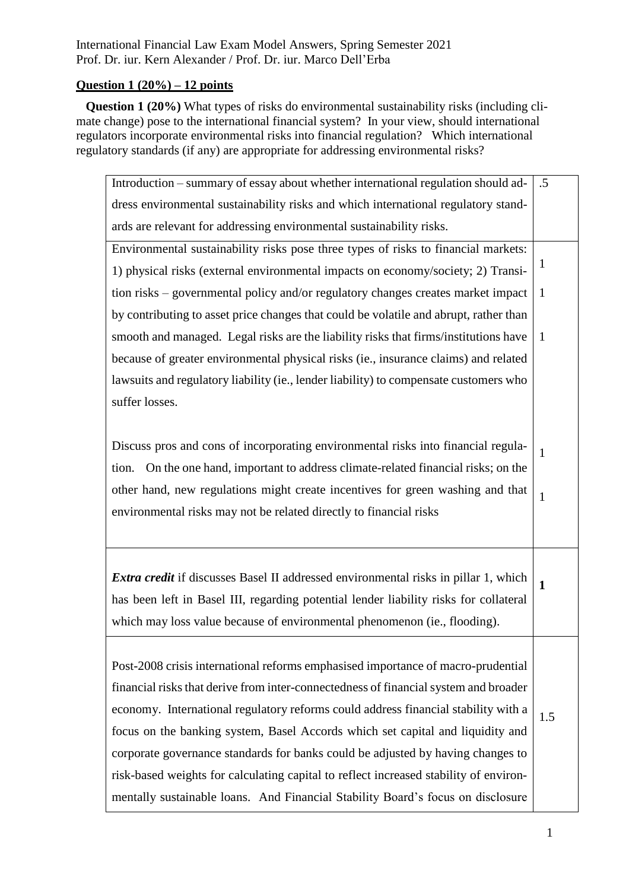International Financial Law Exam Model Answers, Spring Semester 2021
Prof. Dr. iur. Kern Alexander / Prof. Dr. iur. Marco Dell'Erba

## Question 1 (20%) – 12 points

**Question 1 (20%)** What types of risks do environmental sustainability risks (including climate change) pose to the international financial system? In your view, should international regulators incorporate environmental risks into financial regulation? Which international regulatory standards (if any) are appropriate for addressing environmental risks?

| | |
|---|---|
| Introduction – summary of essay about whether international regulation should address environmental sustainability risks and which international regulatory standards are relevant for addressing environmental sustainability risks. | .5 |
| Environmental sustainability risks pose three types of risks to financial markets: 1) physical risks (external environmental impacts on economy/society; 2) Transition risks – governmental policy and/or regulatory changes creates market impact by contributing to asset price changes that could be volatile and abrupt, rather than smooth and managed. Legal risks are the liability risks that firms/institutions have because of greater environmental physical risks (ie., insurance claims) and related lawsuits and regulatory liability (ie., lender liability) to compensate customers who suffer losses.<br><br>Discuss pros and cons of incorporating environmental risks into financial regulation. On the one hand, important to address climate-related financial risks; on the other hand, new regulations might create incentives for green washing and that environmental risks may not be related directly to financial risks | 1<br>1<br>1<br><br>1<br>1 |
| ***Extra credit*** if discusses Basel II addressed environmental risks in pillar 1, which has been left in Basel III, regarding potential lender liability risks for collateral which may loss value because of environmental phenomenon (ie., flooding). | **1** |
| Post-2008 crisis international reforms emphasised importance of macro-prudential financial risks that derive from inter-connectedness of financial system and broader economy. International regulatory reforms could address financial stability with a focus on the banking system, Basel Accords which set capital and liquidity and corporate governance standards for banks could be adjusted by having changes to risk-based weights for calculating capital to reflect increased stability of environmentally sustainable loans. And Financial Stability Board's focus on disclosure | 1.5 |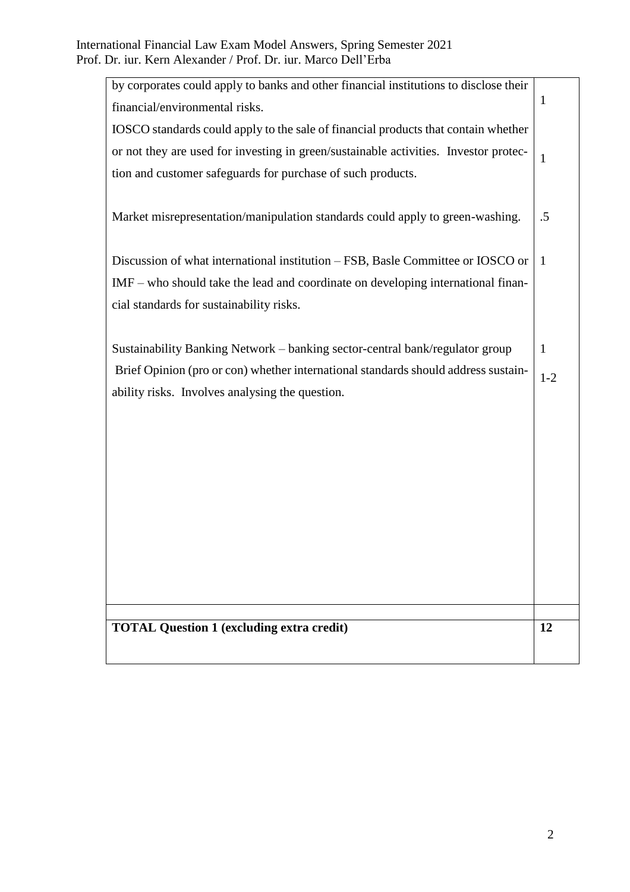| | |
|---|---|
| by corporates could apply to banks and other financial institutions to disclose their financial/environmental risks. | 1 |
| IOSCO standards could apply to the sale of financial products that contain whether or not they are used for investing in green/sustainable activities. Investor protection and customer safeguards for purchase of such products. | 1 |
| Market misrepresentation/manipulation standards could apply to green-washing. | .5 |
| Discussion of what international institution – FSB, Basle Committee or IOSCO or IMF – who should take the lead and coordinate on developing international financial standards for sustainability risks. | 1 |
| Sustainability Banking Network – banking sector-central bank/regulator group | 1 |
| Brief Opinion (pro or con) whether international standards should address sustainability risks. Involves analysing the question. | 1-2 |
| | |
| **TOTAL Question 1 (excluding extra credit)** | **12** |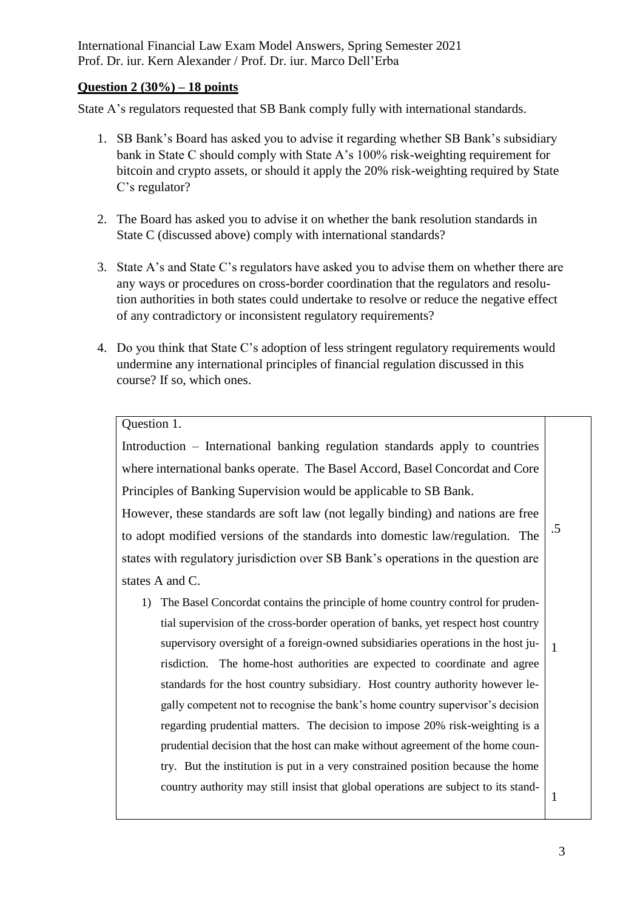International Financial Law Exam Model Answers, Spring Semester 2021
Prof. Dr. iur. Kern Alexander / Prof. Dr. iur. Marco Dell'Erba

**Question 2 (30%) – 18 points**

State A's regulators requested that SB Bank comply fully with international standards.

1. SB Bank's Board has asked you to advise it regarding whether SB Bank's subsidiary bank in State C should comply with State A's 100% risk-weighting requirement for bitcoin and crypto assets, or should it apply the 20% risk-weighting required by State C's regulator?

2. The Board has asked you to advise it on whether the bank resolution standards in State C (discussed above) comply with international standards?

3. State A's and State C's regulators have asked you to advise them on whether there are any ways or procedures on cross-border coordination that the regulators and resolution authorities in both states could undertake to resolve or reduce the negative effect of any contradictory or inconsistent regulatory requirements?

4. Do you think that State C's adoption of less stringent regulatory requirements would undermine any international principles of financial regulation discussed in this course? If so, which ones.

| Answer | Points |
| --- | --- |
| Question 1.<br>Introduction – International banking regulation standards apply to countries where international banks operate. The Basel Accord, Basel Concordat and Core Principles of Banking Supervision would be applicable to SB Bank.<br>However, these standards are soft law (not legally binding) and nations are free to adopt modified versions of the standards into domestic law/regulation. The states with regulatory jurisdiction over SB Bank's operations in the question are states A and C. | .5 |
| 1) The Basel Concordat contains the principle of home country control for prudential supervision of the cross-border operation of banks, yet respect host country supervisory oversight of a foreign-owned subsidiaries operations in the host jurisdiction. The home-host authorities are expected to coordinate and agree standards for the host country subsidiary. Host country authority however legally competent not to recognise the bank's home country supervisor's decision regarding prudential matters. The decision to impose 20% risk-weighting is a prudential decision that the host can make without agreement of the home country. | 1 |
| But the institution is put in a very constrained position because the home country authority may still insist that global operations are subject to its stand- | 1 |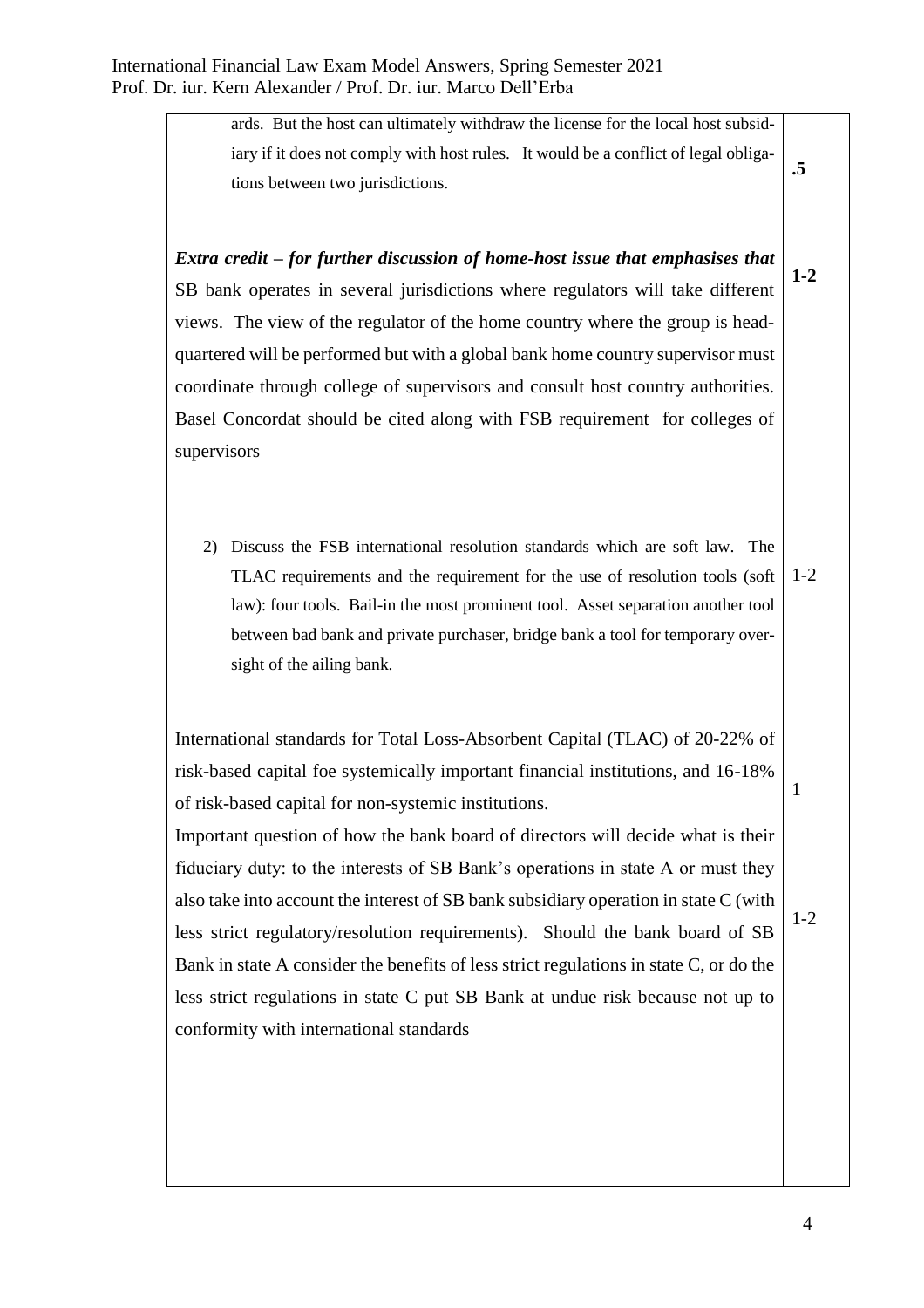| | |
|---|---|
| ards. But the host can ultimately withdraw the license for the local host subsidiary if it does not comply with host rules. It would be a conflict of legal obligations between two jurisdictions. | **.5** |
| ***Extra credit – for further discussion of home-host issue that emphasises that*** SB bank operates in several jurisdictions where regulators will take different views. The view of the regulator of the home country where the group is headquartered will be performed but with a global bank home country supervisor must coordinate through college of supervisors and consult host country authorities. Basel Concordat should be cited along with FSB requirement for colleges of supervisors | **1-2** |
| 2) Discuss the FSB international resolution standards which are soft law. The TLAC requirements and the requirement for the use of resolution tools (soft law): four tools. Bail-in the most prominent tool. Asset separation another tool between bad bank and private purchaser, bridge bank a tool for temporary oversight of the ailing bank. | 1-2 |
| International standards for Total Loss-Absorbent Capital (TLAC) of 20-22% of risk-based capital foe systemically important financial institutions, and 16-18% of risk-based capital for non-systemic institutions. | 1 |
| Important question of how the bank board of directors will decide what is their fiduciary duty: to the interests of SB Bank's operations in state A or must they also take into account the interest of SB bank subsidiary operation in state C (with less strict regulatory/resolution requirements). Should the bank board of SB Bank in state A consider the benefits of less strict regulations in state C, or do the less strict regulations in state C put SB Bank at undue risk because not up to conformity with international standards | 1-2 |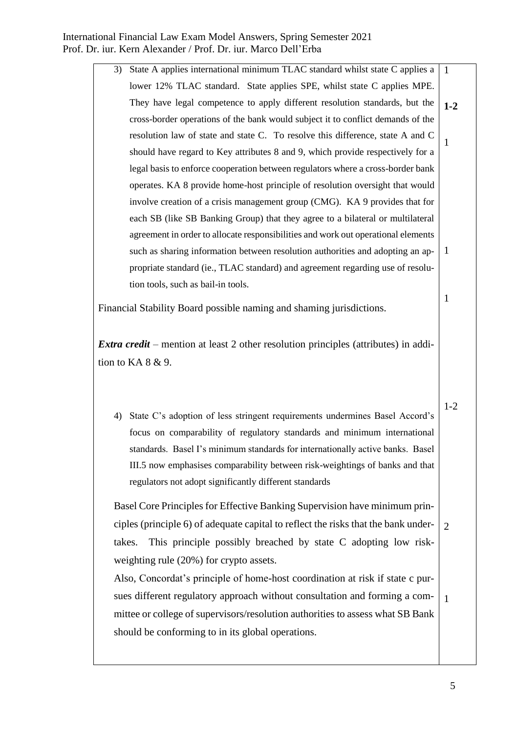| | |
|---|---|
| 3) State A applies international minimum TLAC standard whilst state C applies a lower 12% TLAC standard. State applies SPE, whilst state C applies MPE. They have legal competence to apply different resolution standards, but the cross-border operations of the bank would subject it to conflict demands of the resolution law of state and state C. To resolve this difference, state A and C should have regard to Key attributes 8 and 9, which provide respectively for a legal basis to enforce cooperation between regulators where a cross-border bank operates. KA 8 provide home-host principle of resolution oversight that would involve creation of a crisis management group (CMG). KA 9 provides that for each SB (like SB Banking Group) that they agree to a bilateral or multilateral agreement in order to allocate responsibilities and work out operational elements such as sharing information between resolution authorities and adopting an appropriate standard (ie., TLAC standard) and agreement regarding use of resolution tools, such as bail-in tools. | 1<br>**1-2**<br>1<br>1 |
| Financial Stability Board possible naming and shaming jurisdictions. | 1 |
| ***Extra credit*** – mention at least 2 other resolution principles (attributes) in addition to KA 8 & 9. | |
| 4) State C's adoption of less stringent requirements undermines Basel Accord's focus on comparability of regulatory standards and minimum international standards. Basel I's minimum standards for internationally active banks. Basel III.5 now emphasises comparability between risk-weightings of banks and that regulators not adopt significantly different standards | 1-2 |
| Basel Core Principles for Effective Banking Supervision have minimum principles (principle 6) of adequate capital to reflect the risks that the bank undertakes. This principle possibly breached by state C adopting low risk-weighting rule (20%) for crypto assets. | 2 |
| Also, Concordat's principle of home-host coordination at risk if state c pursues different regulatory approach without consultation and forming a committee or college of supervisors/resolution authorities to assess what SB Bank should be conforming to in its global operations. | 1 |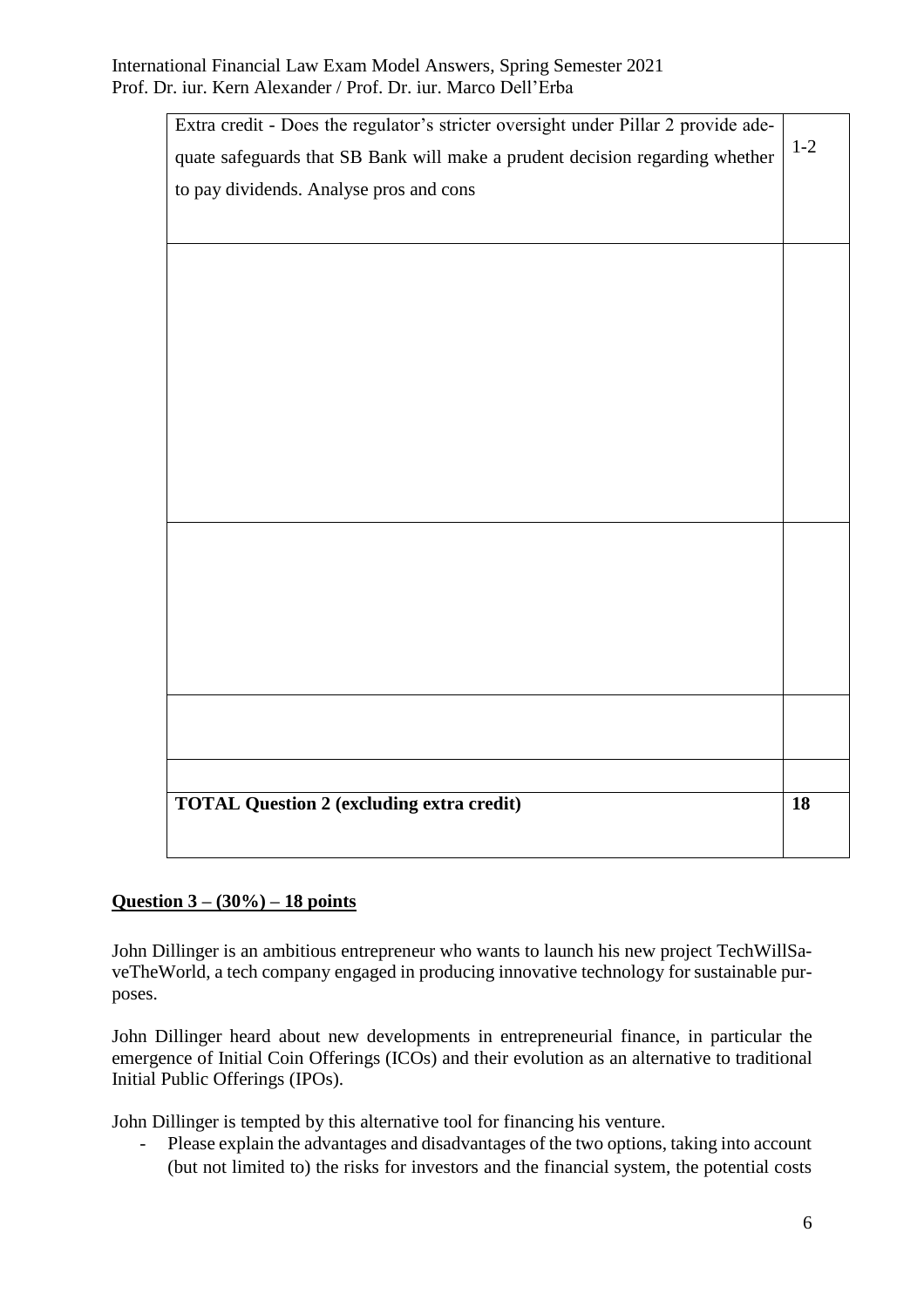| | |
|---|---|
| Extra credit - Does the regulator's stricter oversight under Pillar 2 provide adequate safeguards that SB Bank will make a prudent decision regarding whether to pay dividends. Analyse pros and cons | 1-2 |
| | |
| | |
| | |
| | |
| **TOTAL Question 2 (excluding extra credit)** | **18** |

**Question 3 – (30%) – 18 points**

John Dillinger is an ambitious entrepreneur who wants to launch his new project TechWillSaveTheWorld, a tech company engaged in producing innovative technology for sustainable purposes.

John Dillinger heard about new developments in entrepreneurial finance, in particular the emergence of Initial Coin Offerings (ICOs) and their evolution as an alternative to traditional Initial Public Offerings (IPOs).

John Dillinger is tempted by this alternative tool for financing his venture.

- Please explain the advantages and disadvantages of the two options, taking into account (but not limited to) the risks for investors and the financial system, the potential costs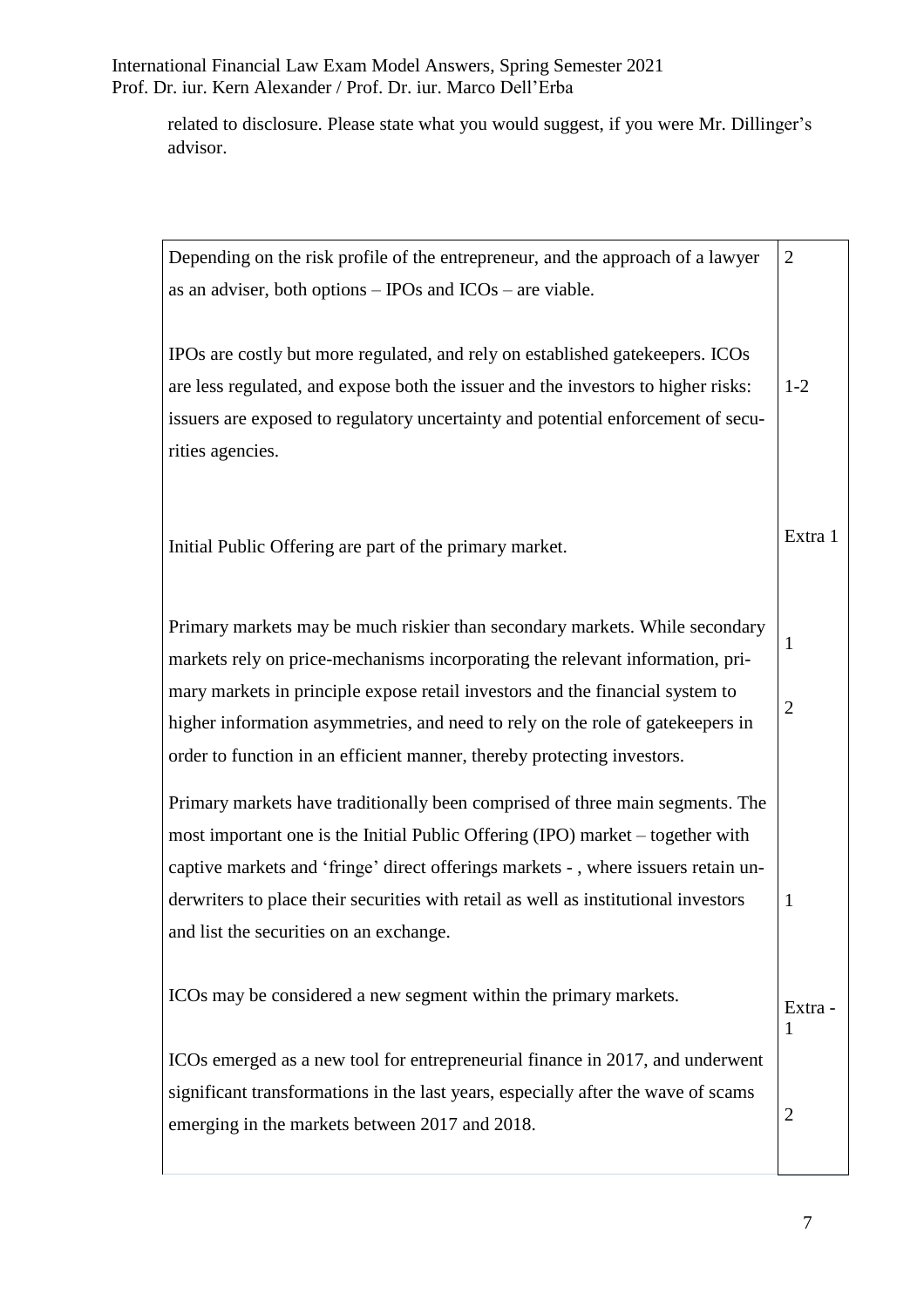related to disclosure. Please state what you would suggest, if you were Mr. Dillinger's advisor.

| | |
|---|---|
| Depending on the risk profile of the entrepreneur, and the approach of a lawyer as an adviser, both options – IPOs and ICOs – are viable. | 2 |
| IPOs are costly but more regulated, and rely on established gatekeepers. ICOs are less regulated, and expose both the issuer and the investors to higher risks: issuers are exposed to regulatory uncertainty and potential enforcement of securities agencies. | 1-2 |
| Initial Public Offering are part of the primary market. | Extra 1 |
| Primary markets may be much riskier than secondary markets. While secondary markets rely on price-mechanisms incorporating the relevant information, primary markets in principle expose retail investors and the financial system to higher information asymmetries, and need to rely on the role of gatekeepers in order to function in an efficient manner, thereby protecting investors. | 1<br>2 |
| Primary markets have traditionally been comprised of three main segments. The most important one is the Initial Public Offering (IPO) market – together with captive markets and 'fringe' direct offerings markets - , where issuers retain underwriters to place their securities with retail as well as institutional investors and list the securities on an exchange. | 1 |
| ICOs may be considered a new segment within the primary markets. | Extra - 1 |
| ICOs emerged as a new tool for entrepreneurial finance in 2017, and underwent significant transformations in the last years, especially after the wave of scams emerging in the markets between 2017 and 2018. | 2 |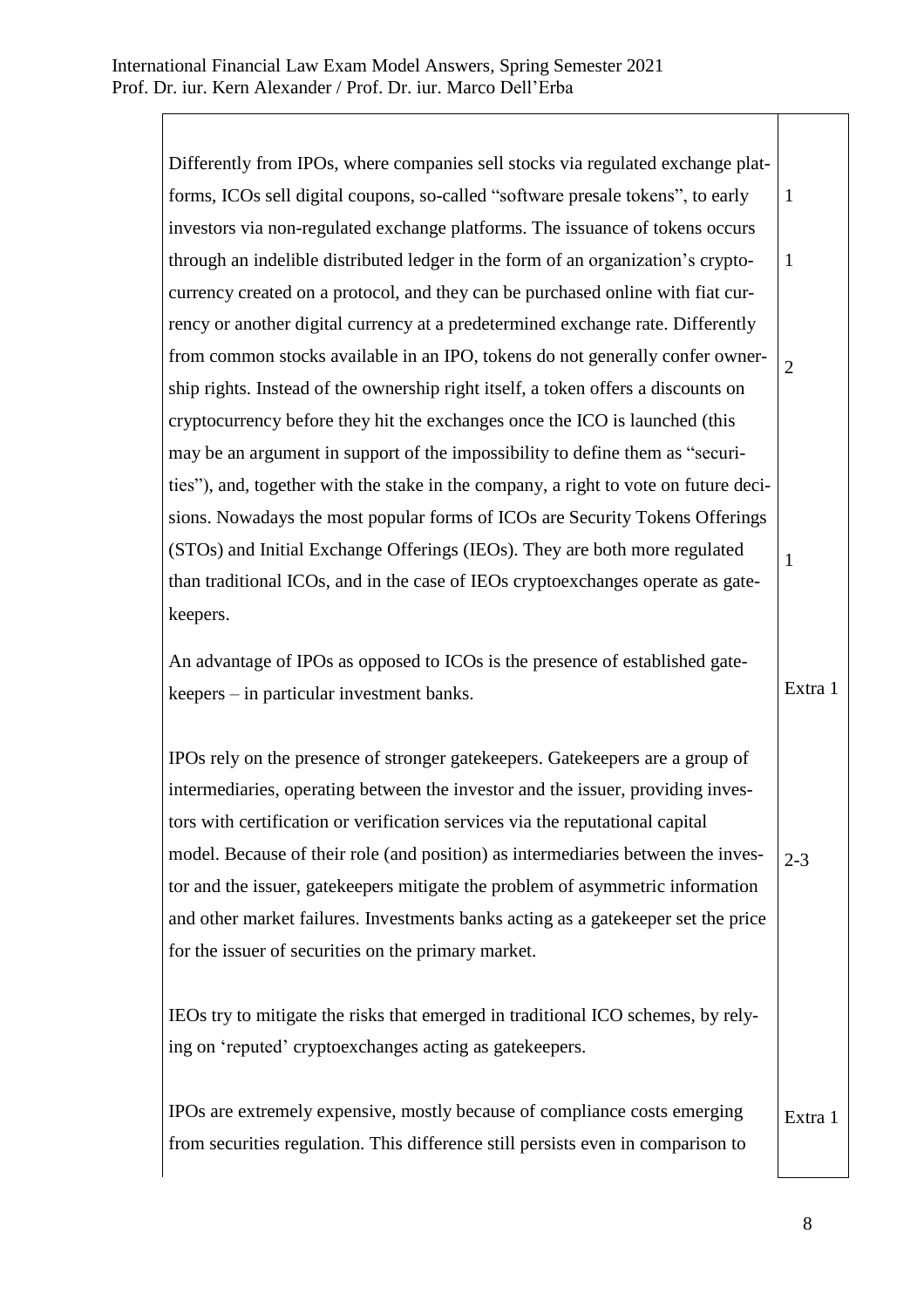| | |
|---|---|
| Differently from IPOs, where companies sell stocks via regulated exchange platforms, ICOs sell digital coupons, so-called "software presale tokens", to early investors via non-regulated exchange platforms. The issuance of tokens occurs through an indelible distributed ledger in the form of an organization's cryptocurrency created on a protocol, and they can be purchased online with fiat currency or another digital currency at a predetermined exchange rate. Differently from common stocks available in an IPO, tokens do not generally confer ownership rights. Instead of the ownership right itself, a token offers a discounts on cryptocurrency before they hit the exchanges once the ICO is launched (this may be an argument in support of the impossibility to define them as "securities"), and, together with the stake in the company, a right to vote on future decisions. Nowadays the most popular forms of ICOs are Security Tokens Offerings (STOs) and Initial Exchange Offerings (IEOs). They are both more regulated than traditional ICOs, and in the case of IEOs cryptoexchanges operate as gatekeepers. | 1<br>1<br>2<br>1 |
| An advantage of IPOs as opposed to ICOs is the presence of established gatekeepers – in particular investment banks. | Extra 1 |
| IPOs rely on the presence of stronger gatekeepers. Gatekeepers are a group of intermediaries, operating between the investor and the issuer, providing investors with certification or verification services via the reputational capital model. Because of their role (and position) as intermediaries between the investor and the issuer, gatekeepers mitigate the problem of asymmetric information and other market failures. Investments banks acting as a gatekeeper set the price for the issuer of securities on the primary market. | 2-3 |
| IEOs try to mitigate the risks that emerged in traditional ICO schemes, by relying on 'reputed' cryptoexchanges acting as gatekeepers. | |
| IPOs are extremely expensive, mostly because of compliance costs emerging from securities regulation. This difference still persists even in comparison to | Extra 1 |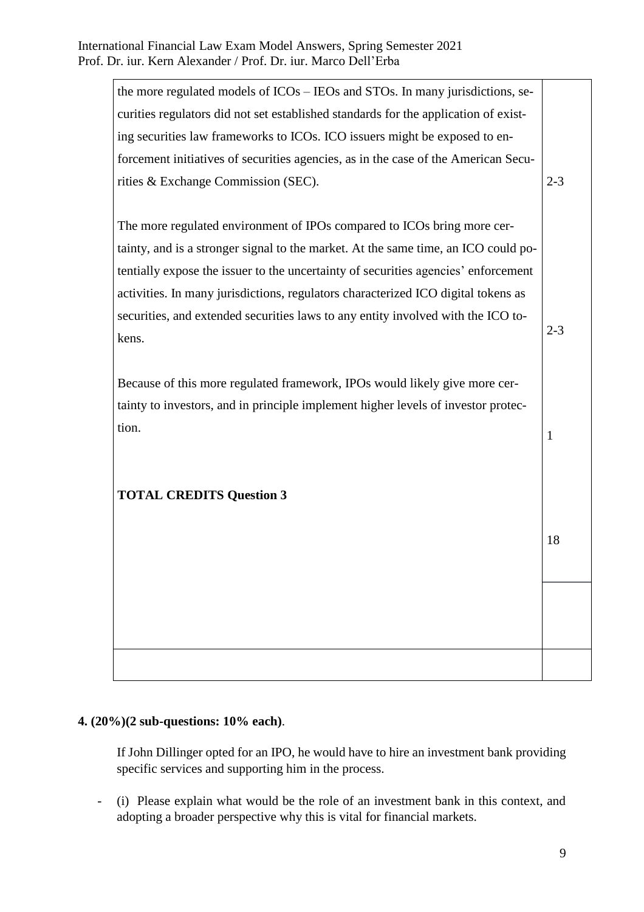| | |
|---|---|
| the more regulated models of ICOs – IEOs and STOs. In many jurisdictions, securities regulators did not set established standards for the application of existing securities law frameworks to ICOs. ICO issuers might be exposed to enforcement initiatives of securities agencies, as in the case of the American Securities & Exchange Commission (SEC). | 2-3 |
| The more regulated environment of IPOs compared to ICOs bring more certainty, and is a stronger signal to the market. At the same time, an ICO could potentially expose the issuer to the uncertainty of securities agencies' enforcement activities. In many jurisdictions, regulators characterized ICO digital tokens as securities, and extended securities laws to any entity involved with the ICO tokens. | 2-3 |
| Because of this more regulated framework, IPOs would likely give more certainty to investors, and in principle implement higher levels of investor protection. | 1 |
| **TOTAL CREDITS Question 3** | 18 |
| | |

**4. (20%)(2 sub-questions: 10% each)**.

If John Dillinger opted for an IPO, he would have to hire an investment bank providing specific services and supporting him in the process.

- (i) Please explain what would be the role of an investment bank in this context, and adopting a broader perspective why this is vital for financial markets.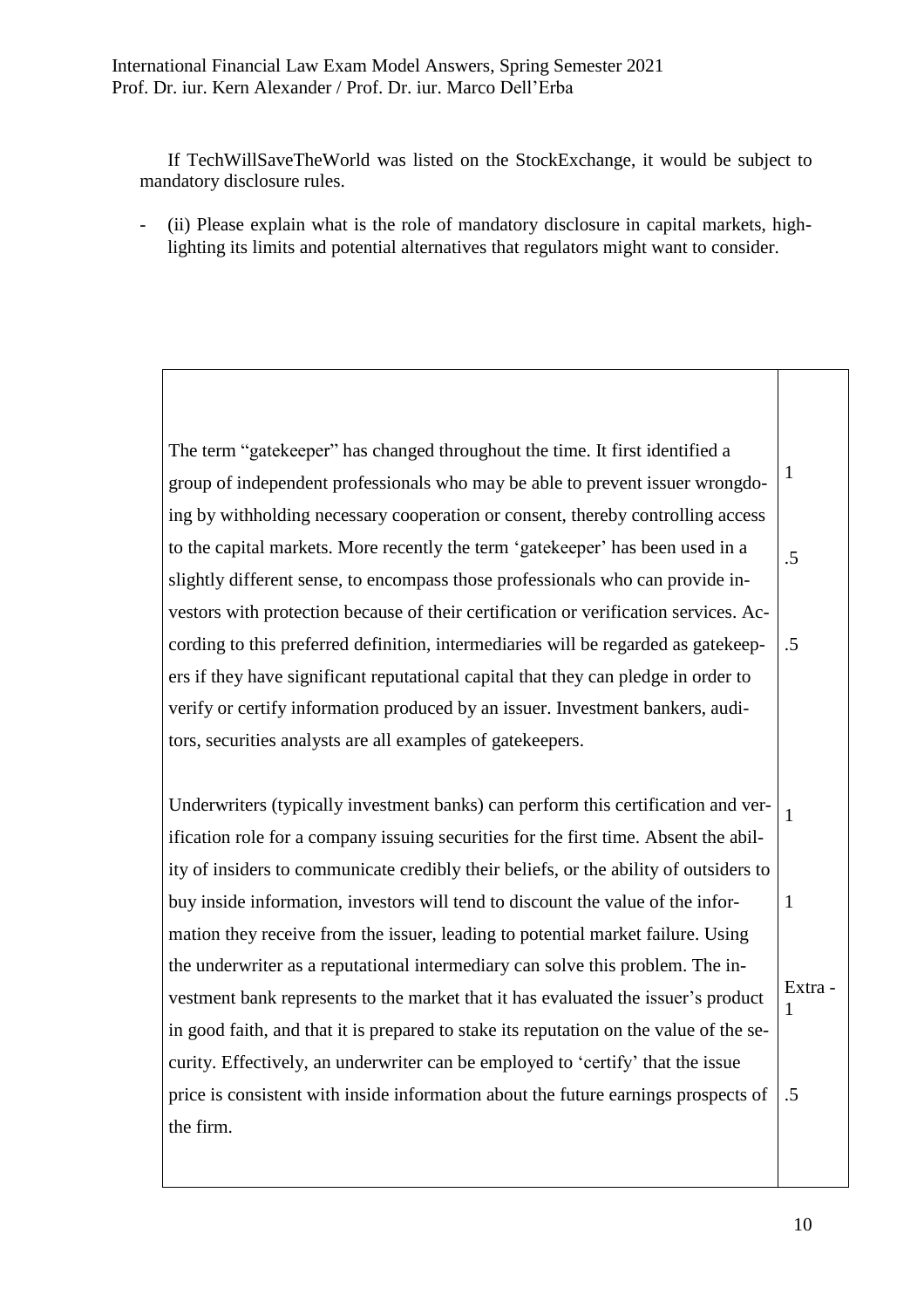If TechWillSaveTheWorld was listed on the StockExchange, it would be subject to mandatory disclosure rules.

- (ii) Please explain what is the role of mandatory disclosure in capital markets, highlighting its limits and potential alternatives that regulators might want to consider.

| | |
|---|---|
| The term "gatekeeper" has changed throughout the time. It first identified a group of independent professionals who may be able to prevent issuer wrongdoing by withholding necessary cooperation or consent, thereby controlling access to the capital markets. More recently the term 'gatekeeper' has been used in a slightly different sense, to encompass those professionals who can provide investors with protection because of their certification or verification services. According to this preferred definition, intermediaries will be regarded as gatekeepers if they have significant reputational capital that they can pledge in order to verify or certify information produced by an issuer. Investment bankers, auditors, securities analysts are all examples of gatekeepers. | 1<br><br>.5<br><br>.5 |
| Underwriters (typically investment banks) can perform this certification and verification role for a company issuing securities for the first time. Absent the ability of insiders to communicate credibly their beliefs, or the ability of outsiders to buy inside information, investors will tend to discount the value of the information they receive from the issuer, leading to potential market failure. Using the underwriter as a reputational intermediary can solve this problem. The investment bank represents to the market that it has evaluated the issuer's product in good faith, and that it is prepared to stake its reputation on the value of the security. Effectively, an underwriter can be employed to 'certify' that the issue price is consistent with inside information about the future earnings prospects of the firm. | 1<br><br>1<br><br>Extra - 1<br><br>.5 |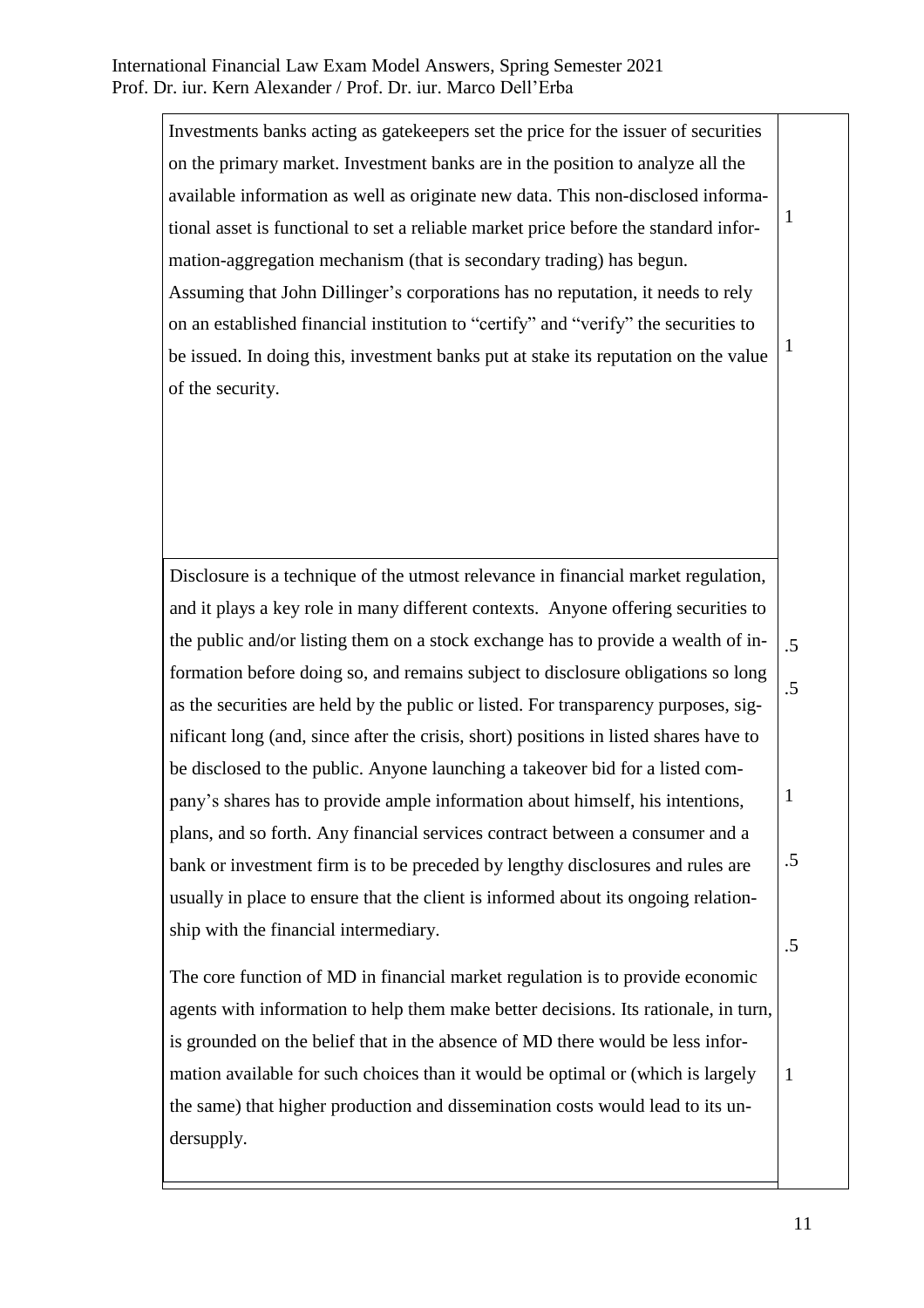| | |
|---|---|
| Investments banks acting as gatekeepers set the price for the issuer of securities on the primary market. Investment banks are in the position to analyze all the available information as well as originate new data. This non-disclosed informational asset is functional to set a reliable market price before the standard information-aggregation mechanism (that is secondary trading) has begun. | 1 |
| Assuming that John Dillinger's corporations has no reputation, it needs to rely on an established financial institution to "certify" and "verify" the securities to be issued. In doing this, investment banks put at stake its reputation on the value of the security. | 1 |
| Disclosure is a technique of the utmost relevance in financial market regulation, and it plays a key role in many different contexts. Anyone offering securities to the public and/or listing them on a stock exchange has to provide a wealth of information before doing so, | .5 |
| and remains subject to disclosure obligations so long as the securities are held by the public or listed. | .5 |
| For transparency purposes, significant long (and, since after the crisis, short) positions in listed shares have to be disclosed to the public. Anyone launching a takeover bid for a listed company's shares has to provide ample information about himself, his intentions, plans, and so forth. | 1 |
| Any financial services contract between a consumer and a bank or investment firm is to be preceded by lengthy disclosures | .5 |
| and rules are usually in place to ensure that the client is informed about its ongoing relationship with the financial intermediary. | .5 |
| The core function of MD in financial market regulation is to provide economic agents with information to help them make better decisions. Its rationale, in turn, is grounded on the belief that in the absence of MD there would be less information available for such choices than it would be optimal or (which is largely the same) that higher production and dissemination costs would lead to its undersupply. | 1 |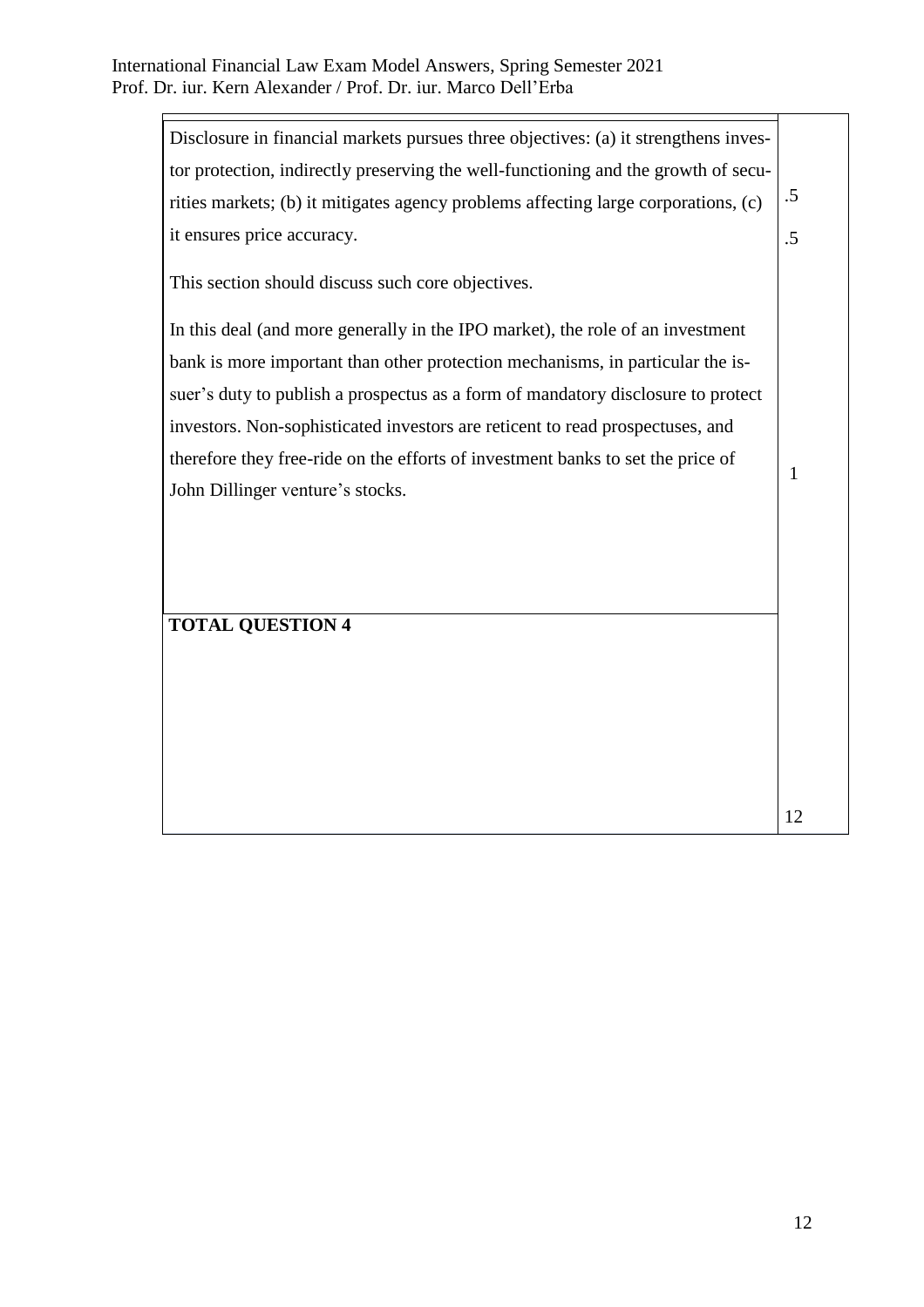| | |
|---|---|
| Disclosure in financial markets pursues three objectives: (a) it strengthens investor protection, indirectly preserving the well-functioning and the growth of securities markets; (b) it mitigates agency problems affecting large corporations, (c) it ensures price accuracy.<br><br>This section should discuss such core objectives.<br><br>In this deal (and more generally in the IPO market), the role of an investment bank is more important than other protection mechanisms, in particular the issuer's duty to publish a prospectus as a form of mandatory disclosure to protect investors. Non-sophisticated investors are reticent to read prospectuses, and therefore they free-ride on the efforts of investment banks to set the price of John Dillinger venture's stocks. | .5<br>.5<br><br><br><br><br><br>1 |
| **TOTAL QUESTION 4** | 12 |